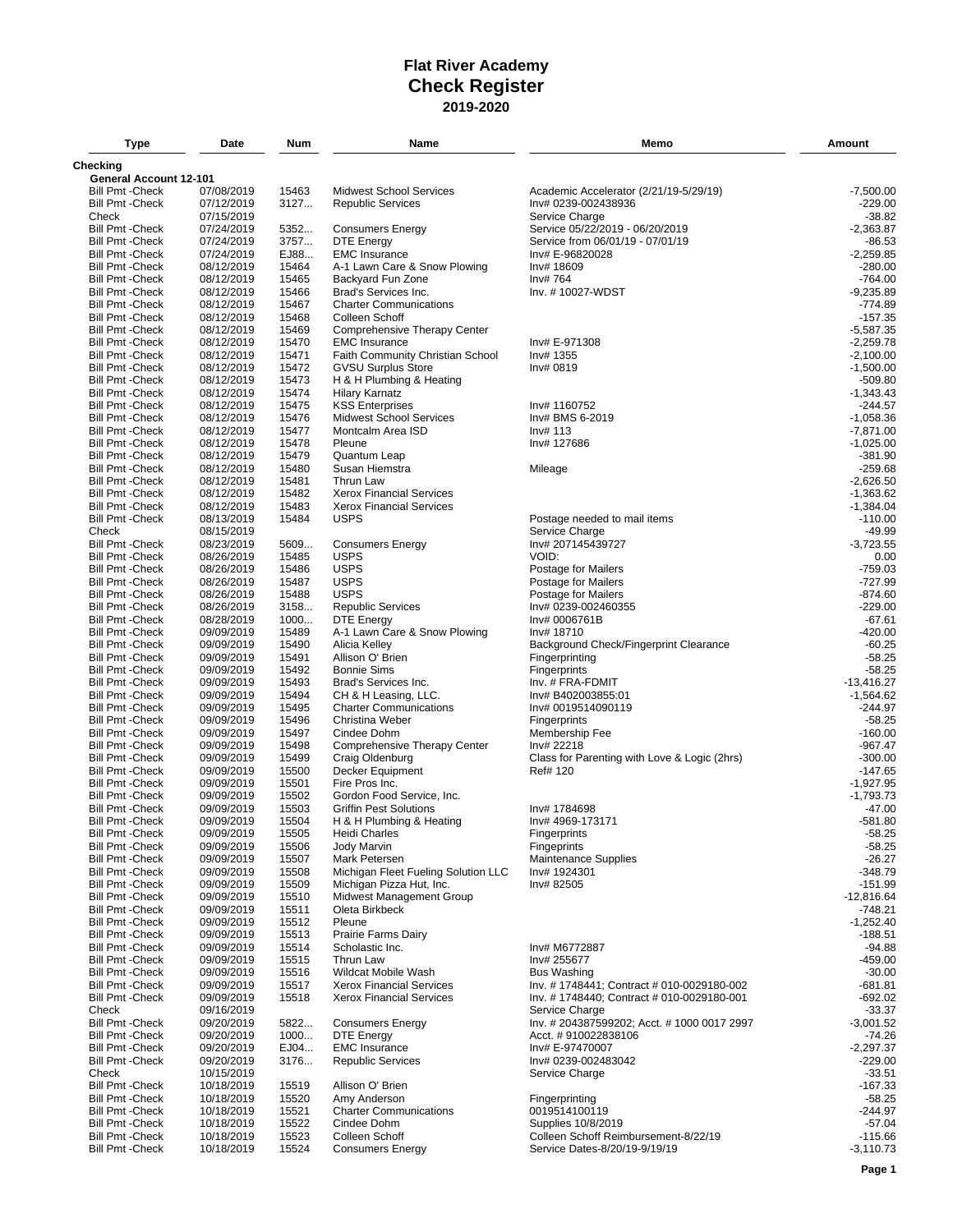# Flat River Academy
# Check Register
## 2019-2020

| Type | Date | Num | Name | Memo | Amount |
|---|---|---|---|---|---|
| **Checking** | | | | | |
| **General Account 12-101** | | | | | |
| Bill Pmt -Check | 07/08/2019 | 15463 | Midwest School Services | Academic Accelerator (2/21/19-5/29/19) | -7,500.00 |
| Bill Pmt -Check | 07/12/2019 | 3127... | Republic Services | Inv# 0239-002438936 | -229.00 |
| Check | 07/15/2019 | | | Service Charge | -38.82 |
| Bill Pmt -Check | 07/24/2019 | 5352... | Consumers Energy | Service 05/22/2019 - 06/20/2019 | -2,363.87 |
| Bill Pmt -Check | 07/24/2019 | 3757... | DTE Energy | Service from 06/01/19 - 07/01/19 | -86.53 |
| Bill Pmt -Check | 07/24/2019 | EJ88... | EMC Insurance | Inv# E-96820028 | -2,259.85 |
| Bill Pmt -Check | 08/12/2019 | 15464 | A-1 Lawn Care & Snow Plowing | Inv# 18609 | -280.00 |
| Bill Pmt -Check | 08/12/2019 | 15465 | Backyard Fun Zone | Inv# 764 | -764.00 |
| Bill Pmt -Check | 08/12/2019 | 15466 | Brad's Services Inc. | Inv. # 10027-WDST | -9,235.89 |
| Bill Pmt -Check | 08/12/2019 | 15467 | Charter Communications | | -774.89 |
| Bill Pmt -Check | 08/12/2019 | 15468 | Colleen Schoff | | -157.35 |
| Bill Pmt -Check | 08/12/2019 | 15469 | Comprehensive Therapy Center | | -5,587.35 |
| Bill Pmt -Check | 08/12/2019 | 15470 | EMC Insurance | Inv# E-971308 | -2,259.78 |
| Bill Pmt -Check | 08/12/2019 | 15471 | Faith Community Christian School | Inv# 1355 | -2,100.00 |
| Bill Pmt -Check | 08/12/2019 | 15472 | GVSU Surplus Store | Inv# 0819 | -1,500.00 |
| Bill Pmt -Check | 08/12/2019 | 15473 | H & H Plumbing & Heating | | -509.80 |
| Bill Pmt -Check | 08/12/2019 | 15474 | Hilary Karnatz | | -1,343.43 |
| Bill Pmt -Check | 08/12/2019 | 15475 | KSS Enterprises | Inv# 1160752 | -244.57 |
| Bill Pmt -Check | 08/12/2019 | 15476 | Midwest School Services | Inv# BMS 6-2019 | -1,058.36 |
| Bill Pmt -Check | 08/12/2019 | 15477 | Montcalm Area ISD | Inv# 113 | -7,871.00 |
| Bill Pmt -Check | 08/12/2019 | 15478 | Pleune | Inv# 127686 | -1,025.00 |
| Bill Pmt -Check | 08/12/2019 | 15479 | Quantum Leap | | -381.90 |
| Bill Pmt -Check | 08/12/2019 | 15480 | Susan Hiemstra | Mileage | -259.68 |
| Bill Pmt -Check | 08/12/2019 | 15481 | Thrun Law | | -2,626.50 |
| Bill Pmt -Check | 08/12/2019 | 15482 | Xerox Financial Services | | -1,363.62 |
| Bill Pmt -Check | 08/12/2019 | 15483 | Xerox Financial Services | | -1,384.04 |
| Bill Pmt -Check | 08/13/2019 | 15484 | USPS | Postage needed to mail items | -110.00 |
| Check | 08/15/2019 | | | Service Charge | -49.99 |
| Bill Pmt -Check | 08/23/2019 | 5609... | Consumers Energy | Inv# 207145439727 | -3,723.55 |
| Bill Pmt -Check | 08/26/2019 | 15485 | USPS | VOID: | 0.00 |
| Bill Pmt -Check | 08/26/2019 | 15486 | USPS | Postage for Mailers | -759.03 |
| Bill Pmt -Check | 08/26/2019 | 15487 | USPS | Postage for Mailers | -727.99 |
| Bill Pmt -Check | 08/26/2019 | 15488 | USPS | Postage for Mailers | -874.60 |
| Bill Pmt -Check | 08/26/2019 | 3158... | Republic Services | Inv# 0239-002460355 | -229.00 |
| Bill Pmt -Check | 08/28/2019 | 1000... | DTE Energy | Inv# 0006761B | -67.61 |
| Bill Pmt -Check | 09/09/2019 | 15489 | A-1 Lawn Care & Snow Plowing | Inv# 18710 | -420.00 |
| Bill Pmt -Check | 09/09/2019 | 15490 | Alicia Kelley | Background Check/Fingerprint Clearance | -60.25 |
| Bill Pmt -Check | 09/09/2019 | 15491 | Allison O' Brien | Fingerprinting | -58.25 |
| Bill Pmt -Check | 09/09/2019 | 15492 | Bonnie Sims | Fingerprints | -58.25 |
| Bill Pmt -Check | 09/09/2019 | 15493 | Brad's Services Inc. | Inv. # FRA-FDMIT | -13,416.27 |
| Bill Pmt -Check | 09/09/2019 | 15494 | CH & H Leasing, LLC. | Inv# B402003855:01 | -1,564.62 |
| Bill Pmt -Check | 09/09/2019 | 15495 | Charter Communications | Inv# 0019514090119 | -244.97 |
| Bill Pmt -Check | 09/09/2019 | 15496 | Christina Weber | Fingerprints | -58.25 |
| Bill Pmt -Check | 09/09/2019 | 15497 | Cindee Dohm | Membership Fee | -160.00 |
| Bill Pmt -Check | 09/09/2019 | 15498 | Comprehensive Therapy Center | Inv# 22218 | -967.47 |
| Bill Pmt -Check | 09/09/2019 | 15499 | Craig Oldenburg | Class for Parenting with Love & Logic (2hrs) | -300.00 |
| Bill Pmt -Check | 09/09/2019 | 15500 | Decker Equipment | Ref# 120 | -147.65 |
| Bill Pmt -Check | 09/09/2019 | 15501 | Fire Pros Inc. | | -1,927.95 |
| Bill Pmt -Check | 09/09/2019 | 15502 | Gordon Food Service, Inc. | | -1,793.73 |
| Bill Pmt -Check | 09/09/2019 | 15503 | Griffin Pest Solutions | Inv# 1784698 | -47.00 |
| Bill Pmt -Check | 09/09/2019 | 15504 | H & H Plumbing & Heating | Inv# 4969-173171 | -581.80 |
| Bill Pmt -Check | 09/09/2019 | 15505 | Heidi Charles | Fingerprints | -58.25 |
| Bill Pmt -Check | 09/09/2019 | 15506 | Jody Marvin | Fingeprints | -58.25 |
| Bill Pmt -Check | 09/09/2019 | 15507 | Mark Petersen | Maintenance Supplies | -26.27 |
| Bill Pmt -Check | 09/09/2019 | 15508 | Michigan Fleet Fueling Solution LLC | Inv# 1924301 | -348.79 |
| Bill Pmt -Check | 09/09/2019 | 15509 | Michigan Pizza Hut, Inc. | Inv# 82505 | -151.99 |
| Bill Pmt -Check | 09/09/2019 | 15510 | Midwest Management Group | | -12,816.64 |
| Bill Pmt -Check | 09/09/2019 | 15511 | Oleta Birkbeck | | -748.21 |
| Bill Pmt -Check | 09/09/2019 | 15512 | Pleune | | -1,252.40 |
| Bill Pmt -Check | 09/09/2019 | 15513 | Prairie Farms Dairy | | -188.51 |
| Bill Pmt -Check | 09/09/2019 | 15514 | Scholastic Inc. | Inv# M6772887 | -94.88 |
| Bill Pmt -Check | 09/09/2019 | 15515 | Thrun Law | Inv# 255677 | -459.00 |
| Bill Pmt -Check | 09/09/2019 | 15516 | Wildcat Mobile Wash | Bus Washing | -30.00 |
| Bill Pmt -Check | 09/09/2019 | 15517 | Xerox Financial Services | Inv. # 1748441; Contract # 010-0029180-002 | -681.81 |
| Bill Pmt -Check | 09/09/2019 | 15518 | Xerox Financial Services | Inv. # 1748440; Contract # 010-0029180-001 | -692.02 |
| Check | 09/16/2019 | | | Service Charge | -33.37 |
| Bill Pmt -Check | 09/20/2019 | 5822... | Consumers Energy | Inv. # 204387599202; Acct. # 1000 0017 2997 | -3,001.52 |
| Bill Pmt -Check | 09/20/2019 | 1000... | DTE Energy | Acct. # 910022838106 | -74.26 |
| Bill Pmt -Check | 09/20/2019 | EJ04... | EMC Insurance | Inv# E-97470007 | -2,297.37 |
| Bill Pmt -Check | 09/20/2019 | 3176... | Republic Services | Inv# 0239-002483042 | -229.00 |
| Check | 10/15/2019 | | | Service Charge | -33.51 |
| Bill Pmt -Check | 10/18/2019 | 15519 | Allison O' Brien | | -167.33 |
| Bill Pmt -Check | 10/18/2019 | 15520 | Amy Anderson | Fingerprinting | -58.25 |
| Bill Pmt -Check | 10/18/2019 | 15521 | Charter Communications | 0019514100119 | -244.97 |
| Bill Pmt -Check | 10/18/2019 | 15522 | Cindee Dohm | Supplies 10/8/2019 | -57.04 |
| Bill Pmt -Check | 10/18/2019 | 15523 | Colleen Schoff | Colleen Schoff Reimbursement-8/22/19 | -115.66 |
| Bill Pmt -Check | 10/18/2019 | 15524 | Consumers Energy | Service Dates-8/20/19-9/19/19 | -3,110.73 |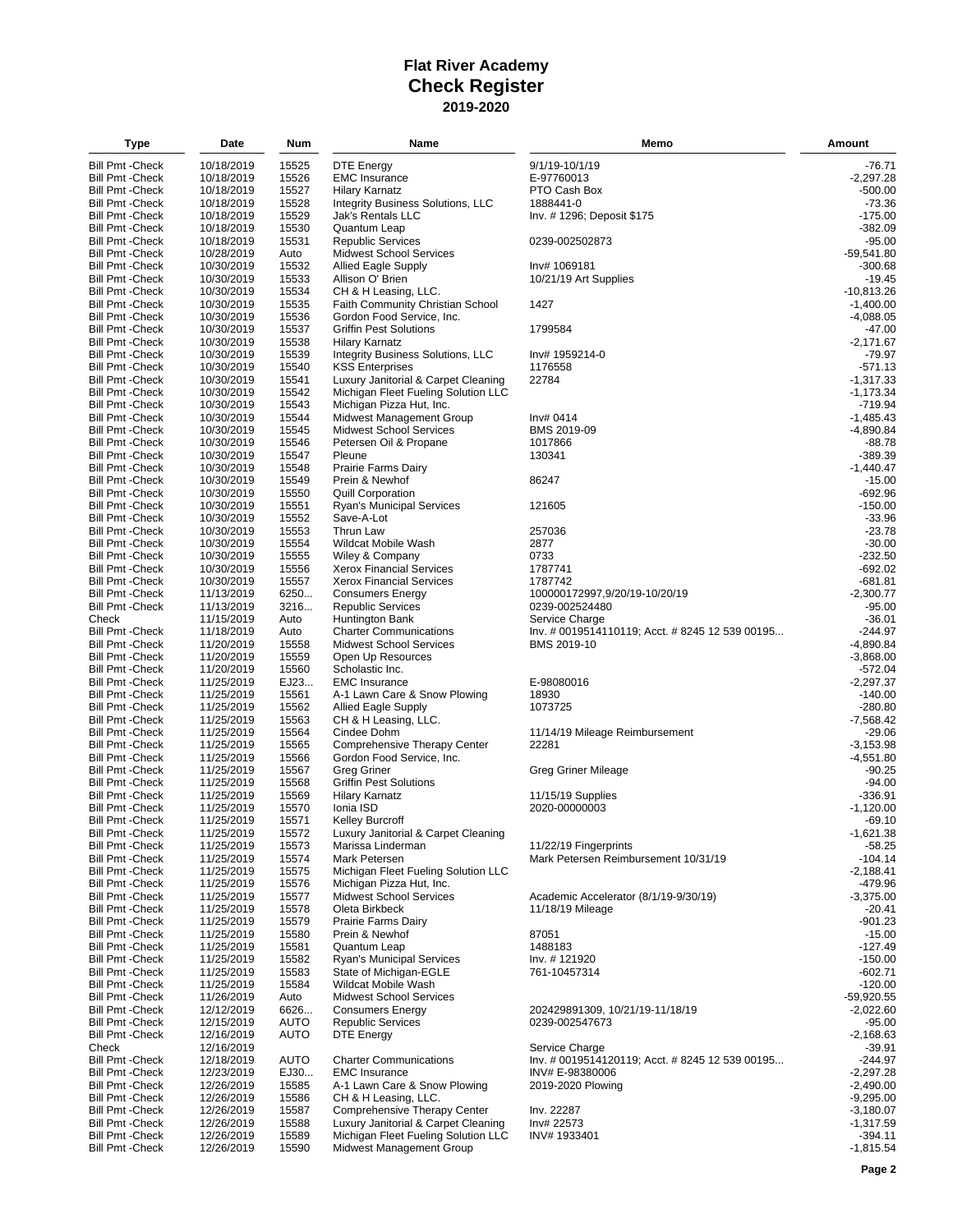# Flat River Academy
## Check Register
### 2019-2020

| Type | Date | Num | Name | Memo | Amount |
|---|---|---|---|---|---|
| Bill Pmt -Check | 10/18/2019 | 15525 | DTE Energy | 9/1/19-10/1/19 | -76.71 |
| Bill Pmt -Check | 10/18/2019 | 15526 | EMC Insurance | E-97760013 | -2,297.28 |
| Bill Pmt -Check | 10/18/2019 | 15527 | Hilary Karnatz | PTO Cash Box | -500.00 |
| Bill Pmt -Check | 10/18/2019 | 15528 | Integrity Business Solutions, LLC | 1888441-0 | -73.36 |
| Bill Pmt -Check | 10/18/2019 | 15529 | Jak's Rentals LLC | Inv. # 1296; Deposit $175 | -175.00 |
| Bill Pmt -Check | 10/18/2019 | 15530 | Quantum Leap | | -382.09 |
| Bill Pmt -Check | 10/18/2019 | 15531 | Republic Services | 0239-002502873 | -95.00 |
| Bill Pmt -Check | 10/28/2019 | Auto | Midwest School Services | | -59,541.80 |
| Bill Pmt -Check | 10/30/2019 | 15532 | Allied Eagle Supply | Inv# 1069181 | -300.68 |
| Bill Pmt -Check | 10/30/2019 | 15533 | Allison O' Brien | 10/21/19 Art Supplies | -19.45 |
| Bill Pmt -Check | 10/30/2019 | 15534 | CH & H Leasing, LLC. | | -10,813.26 |
| Bill Pmt -Check | 10/30/2019 | 15535 | Faith Community Christian School | 1427 | -1,400.00 |
| Bill Pmt -Check | 10/30/2019 | 15536 | Gordon Food Service, Inc. | | -4,088.05 |
| Bill Pmt -Check | 10/30/2019 | 15537 | Griffin Pest Solutions | 1799584 | -47.00 |
| Bill Pmt -Check | 10/30/2019 | 15538 | Hilary Karnatz | | -2,171.67 |
| Bill Pmt -Check | 10/30/2019 | 15539 | Integrity Business Solutions, LLC | Inv# 1959214-0 | -79.97 |
| Bill Pmt -Check | 10/30/2019 | 15540 | KSS Enterprises | 1176558 | -571.13 |
| Bill Pmt -Check | 10/30/2019 | 15541 | Luxury Janitorial & Carpet Cleaning | 22784 | -1,317.33 |
| Bill Pmt -Check | 10/30/2019 | 15542 | Michigan Fleet Fueling Solution LLC | | -1,173.34 |
| Bill Pmt -Check | 10/30/2019 | 15543 | Michigan Pizza Hut, Inc. | | -719.94 |
| Bill Pmt -Check | 10/30/2019 | 15544 | Midwest Management Group | Inv# 0414 | -1,485.43 |
| Bill Pmt -Check | 10/30/2019 | 15545 | Midwest School Services | BMS 2019-09 | -4,890.84 |
| Bill Pmt -Check | 10/30/2019 | 15546 | Petersen Oil & Propane | 1017866 | -88.78 |
| Bill Pmt -Check | 10/30/2019 | 15547 | Pleune | 130341 | -389.39 |
| Bill Pmt -Check | 10/30/2019 | 15548 | Prairie Farms Dairy | | -1,440.47 |
| Bill Pmt -Check | 10/30/2019 | 15549 | Prein & Newhof | 86247 | -15.00 |
| Bill Pmt -Check | 10/30/2019 | 15550 | Quill Corporation | | -692.96 |
| Bill Pmt -Check | 10/30/2019 | 15551 | Ryan's Municipal Services | 121605 | -150.00 |
| Bill Pmt -Check | 10/30/2019 | 15552 | Save-A-Lot | | -33.96 |
| Bill Pmt -Check | 10/30/2019 | 15553 | Thrun Law | 257036 | -23.78 |
| Bill Pmt -Check | 10/30/2019 | 15554 | Wildcat Mobile Wash | 2877 | -30.00 |
| Bill Pmt -Check | 10/30/2019 | 15555 | Wiley & Company | 0733 | -232.50 |
| Bill Pmt -Check | 10/30/2019 | 15556 | Xerox Financial Services | 1787741 | -692.02 |
| Bill Pmt -Check | 10/30/2019 | 15557 | Xerox Financial Services | 1787742 | -681.81 |
| Bill Pmt -Check | 11/13/2019 | 6250... | Consumers Energy | 100000172997,9/20/19-10/20/19 | -2,300.77 |
| Bill Pmt -Check | 11/13/2019 | 3216... | Republic Services | 0239-002524480 | -95.00 |
| Check | 11/15/2019 | Auto | Huntington Bank | Service Charge | -36.01 |
| Bill Pmt -Check | 11/18/2019 | Auto | Charter Communications | Inv. # 0019514110119; Acct. # 8245 12 539 00195... | -244.97 |
| Bill Pmt -Check | 11/20/2019 | 15558 | Midwest School Services | BMS 2019-10 | -4,890.84 |
| Bill Pmt -Check | 11/20/2019 | 15559 | Open Up Resources | | -3,868.00 |
| Bill Pmt -Check | 11/20/2019 | 15560 | Scholastic Inc. | | -572.04 |
| Bill Pmt -Check | 11/25/2019 | EJ23... | EMC Insurance | E-98080016 | -2,297.37 |
| Bill Pmt -Check | 11/25/2019 | 15561 | A-1 Lawn Care & Snow Plowing | 18930 | -140.00 |
| Bill Pmt -Check | 11/25/2019 | 15562 | Allied Eagle Supply | 1073725 | -280.80 |
| Bill Pmt -Check | 11/25/2019 | 15563 | CH & H Leasing, LLC. | | -7,568.42 |
| Bill Pmt -Check | 11/25/2019 | 15564 | Cindee Dohm | 11/14/19 Mileage Reimbursement | -29.06 |
| Bill Pmt -Check | 11/25/2019 | 15565 | Comprehensive Therapy Center | 22281 | -3,153.98 |
| Bill Pmt -Check | 11/25/2019 | 15566 | Gordon Food Service, Inc. | | -4,551.80 |
| Bill Pmt -Check | 11/25/2019 | 15567 | Greg Griner | Greg Griner Mileage | -90.25 |
| Bill Pmt -Check | 11/25/2019 | 15568 | Griffin Pest Solutions | | -94.00 |
| Bill Pmt -Check | 11/25/2019 | 15569 | Hilary Karnatz | 11/15/19 Supplies | -336.91 |
| Bill Pmt -Check | 11/25/2019 | 15570 | Ionia ISD | 2020-00000003 | -1,120.00 |
| Bill Pmt -Check | 11/25/2019 | 15571 | Kelley Burcroff | | -69.10 |
| Bill Pmt -Check | 11/25/2019 | 15572 | Luxury Janitorial & Carpet Cleaning | | -1,621.38 |
| Bill Pmt -Check | 11/25/2019 | 15573 | Marissa Linderman | 11/22/19 Fingerprints | -58.25 |
| Bill Pmt -Check | 11/25/2019 | 15574 | Mark Petersen | Mark Petersen Reimbursement 10/31/19 | -104.14 |
| Bill Pmt -Check | 11/25/2019 | 15575 | Michigan Fleet Fueling Solution LLC | | -2,188.41 |
| Bill Pmt -Check | 11/25/2019 | 15576 | Michigan Pizza Hut, Inc. | | -479.96 |
| Bill Pmt -Check | 11/25/2019 | 15577 | Midwest School Services | Academic Accelerator (8/1/19-9/30/19) | -3,375.00 |
| Bill Pmt -Check | 11/25/2019 | 15578 | Oleta Birkbeck | 11/18/19 Mileage | -20.41 |
| Bill Pmt -Check | 11/25/2019 | 15579 | Prairie Farms Dairy | | -901.23 |
| Bill Pmt -Check | 11/25/2019 | 15580 | Prein & Newhof | 87051 | -15.00 |
| Bill Pmt -Check | 11/25/2019 | 15581 | Quantum Leap | 1488183 | -127.49 |
| Bill Pmt -Check | 11/25/2019 | 15582 | Ryan's Municipal Services | Inv. # 121920 | -150.00 |
| Bill Pmt -Check | 11/25/2019 | 15583 | State of Michigan-EGLE | 761-10457314 | -602.71 |
| Bill Pmt -Check | 11/25/2019 | 15584 | Wildcat Mobile Wash | | -120.00 |
| Bill Pmt -Check | 11/26/2019 | Auto | Midwest School Services | | -59,920.55 |
| Bill Pmt -Check | 12/12/2019 | 6626... | Consumers Energy | 202429891309, 10/21/19-11/18/19 | -2,022.60 |
| Bill Pmt -Check | 12/15/2019 | AUTO | Republic Services | 0239-002547673 | -95.00 |
| Bill Pmt -Check | 12/16/2019 | AUTO | DTE Energy | | -2,168.63 |
| Check | 12/16/2019 | | | Service Charge | -39.91 |
| Bill Pmt -Check | 12/18/2019 | AUTO | Charter Communications | Inv. # 0019514120119; Acct. # 8245 12 539 00195... | -244.97 |
| Bill Pmt -Check | 12/23/2019 | EJ30... | EMC Insurance | INV# E-98380006 | -2,297.28 |
| Bill Pmt -Check | 12/26/2019 | 15585 | A-1 Lawn Care & Snow Plowing | 2019-2020 Plowing | -2,490.00 |
| Bill Pmt -Check | 12/26/2019 | 15586 | CH & H Leasing, LLC. | | -9,295.00 |
| Bill Pmt -Check | 12/26/2019 | 15587 | Comprehensive Therapy Center | Inv. 22287 | -3,180.07 |
| Bill Pmt -Check | 12/26/2019 | 15588 | Luxury Janitorial & Carpet Cleaning | Inv# 22573 | -1,317.59 |
| Bill Pmt -Check | 12/26/2019 | 15589 | Michigan Fleet Fueling Solution LLC | INV# 1933401 | -394.11 |
| Bill Pmt -Check | 12/26/2019 | 15590 | Midwest Management Group | | -1,815.54 |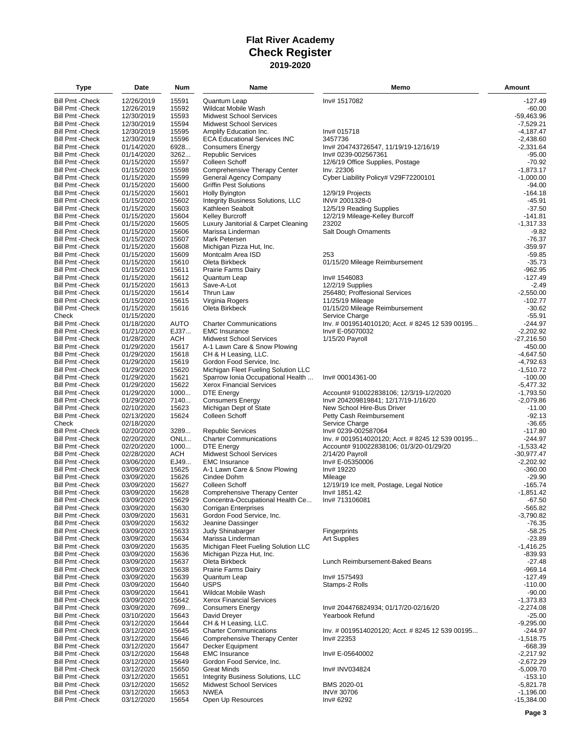# Flat River Academy
## Check Register
### 2019-2020

| Type | Date | Num | Name | Memo | Amount |
|---|---|---|---|---|---|
| Bill Pmt -Check | 12/26/2019 | 15591 | Quantum Leap | Inv# 1517082 | -127.49 |
| Bill Pmt -Check | 12/26/2019 | 15592 | Wildcat Mobile Wash | | -60.00 |
| Bill Pmt -Check | 12/30/2019 | 15593 | Midwest School Services | | -59,463.96 |
| Bill Pmt -Check | 12/30/2019 | 15594 | Midwest School Services | | -7,529.21 |
| Bill Pmt -Check | 12/30/2019 | 15595 | Amplify Education Inc. | Inv# 015718 | -4,187.47 |
| Bill Pmt -Check | 12/30/2019 | 15596 | ECA Educational Services INC | 3457736 | -2,438.60 |
| Bill Pmt -Check | 01/14/2020 | 6928... | Consumers Energy | Inv# 204743726547, 11/19/19-12/16/19 | -2,331.64 |
| Bill Pmt -Check | 01/14/2020 | 3262... | Republic Services | Inv# 0239-002567361 | -95.00 |
| Bill Pmt -Check | 01/15/2020 | 15597 | Colleen Schoff | 12/6/19 Office Supplies, Postage | -70.92 |
| Bill Pmt -Check | 01/15/2020 | 15598 | Comprehensive Therapy Center | Inv. 22306 | -1,873.17 |
| Bill Pmt -Check | 01/15/2020 | 15599 | General Agency Company | Cyber Liability Policy# V29F72200101 | -1,000.00 |
| Bill Pmt -Check | 01/15/2020 | 15600 | Griffin Pest Solutions | | -94.00 |
| Bill Pmt -Check | 01/15/2020 | 15601 | Holly Byington | 12/9/19 Projects | -164.18 |
| Bill Pmt -Check | 01/15/2020 | 15602 | Integrity Business Solutions, LLC | INV# 2001328-0 | -45.91 |
| Bill Pmt -Check | 01/15/2020 | 15603 | Kathleen Seabolt | 12/5/19 Reading Supplies | -37.50 |
| Bill Pmt -Check | 01/15/2020 | 15604 | Kelley Burcroff | 12/2/19 Mileage-Kelley Burcoff | -141.81 |
| Bill Pmt -Check | 01/15/2020 | 15605 | Luxury Janitorial & Carpet Cleaning | 23202 | -1,317.33 |
| Bill Pmt -Check | 01/15/2020 | 15606 | Marissa Linderman | Salt Dough Ornaments | -9.82 |
| Bill Pmt -Check | 01/15/2020 | 15607 | Mark Petersen | | -76.37 |
| Bill Pmt -Check | 01/15/2020 | 15608 | Michigan Pizza Hut, Inc. | | -359.97 |
| Bill Pmt -Check | 01/15/2020 | 15609 | Montcalm Area ISD | 253 | -59.85 |
| Bill Pmt -Check | 01/15/2020 | 15610 | Oleta Birkbeck | 01/15/20 Mileage Reimbursement | -35.73 |
| Bill Pmt -Check | 01/15/2020 | 15611 | Prairie Farms Dairy | | -962.95 |
| Bill Pmt -Check | 01/15/2020 | 15612 | Quantum Leap | Inv# 1546083 | -127.49 |
| Bill Pmt -Check | 01/15/2020 | 15613 | Save-A-Lot | 12/2/19 Supplies | -2.49 |
| Bill Pmt -Check | 01/15/2020 | 15614 | Thrun Law | 256480; Proffesional Services | -2,550.00 |
| Bill Pmt -Check | 01/15/2020 | 15615 | Virginia Rogers | 11/25/19 Mileage | -102.77 |
| Bill Pmt -Check | 01/15/2020 | 15616 | Oleta Birkbeck | 01/15/20 Mileage Reimbursement | -30.62 |
| Check | 01/15/2020 | | | Service Charge | -55.91 |
| Bill Pmt -Check | 01/18/2020 | AUTO | Charter Communications | Inv. # 0019514010120; Acct. # 8245 12 539 00195... | -244.97 |
| Bill Pmt -Check | 01/21/2020 | EJ37... | EMC Insurance | Inv# E-05070032 | -2,202.92 |
| Bill Pmt -Check | 01/28/2020 | ACH | Midwest School Services | 1/15/20 Payroll | -27,216.50 |
| Bill Pmt -Check | 01/29/2020 | 15617 | A-1 Lawn Care & Snow Plowing | | -450.00 |
| Bill Pmt -Check | 01/29/2020 | 15618 | CH & H Leasing, LLC. | | -4,647.50 |
| Bill Pmt -Check | 01/29/2020 | 15619 | Gordon Food Service, Inc. | | -4,792.63 |
| Bill Pmt -Check | 01/29/2020 | 15620 | Michigan Fleet Fueling Solution LLC | | -1,510.72 |
| Bill Pmt -Check | 01/29/2020 | 15621 | Sparrow Ionia Occupational Health ... | Inv# 00014361-00 | -100.00 |
| Bill Pmt -Check | 01/29/2020 | 15622 | Xerox Financial Services | | -5,477.32 |
| Bill Pmt -Check | 01/29/2020 | 1000... | DTE Energy | Account# 910022838106; 12/3/19-1/2/2020 | -1,793.50 |
| Bill Pmt -Check | 01/29/2020 | 7140... | Consumers Energy | Inv# 204209819841; 12/17/19-1/16/20 | -2,079.86 |
| Bill Pmt -Check | 02/10/2020 | 15623 | Michigan Dept of State | New School Hire-Bus Driver | -11.00 |
| Bill Pmt -Check | 02/13/2020 | 15624 | Colleen Schoff | Petty Cash Reimbursement | -92.13 |
| Check | 02/18/2020 | | | Service Charge | -36.65 |
| Bill Pmt -Check | 02/20/2020 | 3289... | Republic Services | Inv# 0239-002587064 | -117.80 |
| Bill Pmt -Check | 02/20/2020 | ONLI... | Charter Communications | Inv. # 0019514020120; Acct. # 8245 12 539 00195... | -244.97 |
| Bill Pmt -Check | 02/20/2020 | 1000... | DTE Energy | Account# 910022838106; 01/3/20-01/29/20 | -1,533.42 |
| Bill Pmt -Check | 02/28/2020 | ACH | Midwest School Services | 2/14/20 Payroll | -30,977.47 |
| Bill Pmt -Check | 03/06/2020 | EJ49... | EMC Insurance | Inv# E-05350006 | -2,202.92 |
| Bill Pmt -Check | 03/09/2020 | 15625 | A-1 Lawn Care & Snow Plowing | Inv# 19220 | -360.00 |
| Bill Pmt -Check | 03/09/2020 | 15626 | Cindee Dohm | Mileage | -29.90 |
| Bill Pmt -Check | 03/09/2020 | 15627 | Colleen Schoff | 12/19/19 Ice melt, Postage, Legal Notice | -165.74 |
| Bill Pmt -Check | 03/09/2020 | 15628 | Comprehensive Therapy Center | Inv# 1851.42 | -1,851.42 |
| Bill Pmt -Check | 03/09/2020 | 15629 | Concentra-Occupational Health Ce... | Inv# 713106081 | -67.50 |
| Bill Pmt -Check | 03/09/2020 | 15630 | Corrigan Enterprises | | -565.82 |
| Bill Pmt -Check | 03/09/2020 | 15631 | Gordon Food Service, Inc. | | -3,790.82 |
| Bill Pmt -Check | 03/09/2020 | 15632 | Jeanine Dassinger | | -76.35 |
| Bill Pmt -Check | 03/09/2020 | 15633 | Judy Shinabarger | Fingerprints | -58.25 |
| Bill Pmt -Check | 03/09/2020 | 15634 | Marissa Linderman | Art Supplies | -23.89 |
| Bill Pmt -Check | 03/09/2020 | 15635 | Michigan Fleet Fueling Solution LLC | | -1,416.25 |
| Bill Pmt -Check | 03/09/2020 | 15636 | Michigan Pizza Hut, Inc. | | -839.93 |
| Bill Pmt -Check | 03/09/2020 | 15637 | Oleta Birkbeck | Lunch Reimbursement-Baked Beans | -27.48 |
| Bill Pmt -Check | 03/09/2020 | 15638 | Prairie Farms Dairy | | -969.14 |
| Bill Pmt -Check | 03/09/2020 | 15639 | Quantum Leap | Inv# 1575493 | -127.49 |
| Bill Pmt -Check | 03/09/2020 | 15640 | USPS | Stamps-2 Rolls | -110.00 |
| Bill Pmt -Check | 03/09/2020 | 15641 | Wildcat Mobile Wash | | -90.00 |
| Bill Pmt -Check | 03/09/2020 | 15642 | Xerox Financial Services | | -1,373.83 |
| Bill Pmt -Check | 03/09/2020 | 7699... | Consumers Energy | Inv# 204476824934; 01/17/20-02/16/20 | -2,274.08 |
| Bill Pmt -Check | 03/10/2020 | 15643 | David Dreyer | Yearbook Refund | -25.00 |
| Bill Pmt -Check | 03/12/2020 | 15644 | CH & H Leasing, LLC. | | -9,295.00 |
| Bill Pmt -Check | 03/12/2020 | 15645 | Charter Communications | Inv. # 0019514020120; Acct. # 8245 12 539 00195... | -244.97 |
| Bill Pmt -Check | 03/12/2020 | 15646 | Comprehensive Therapy Center | Inv# 22353 | -1,518.75 |
| Bill Pmt -Check | 03/12/2020 | 15647 | Decker Equipment | | -668.39 |
| Bill Pmt -Check | 03/12/2020 | 15648 | EMC Insurance | Inv# E-05640002 | -2,217.92 |
| Bill Pmt -Check | 03/12/2020 | 15649 | Gordon Food Service, Inc. | | -2,672.29 |
| Bill Pmt -Check | 03/12/2020 | 15650 | Great Minds | Inv# INV034824 | -5,009.70 |
| Bill Pmt -Check | 03/12/2020 | 15651 | Integrity Business Solutions, LLC | | -153.10 |
| Bill Pmt -Check | 03/12/2020 | 15652 | Midwest School Services | BMS 2020-01 | -5,821.78 |
| Bill Pmt -Check | 03/12/2020 | 15653 | NWEA | INV# 30706 | -1,196.00 |
| Bill Pmt -Check | 03/12/2020 | 15654 | Open Up Resources | Inv# 6292 | -15,384.00 |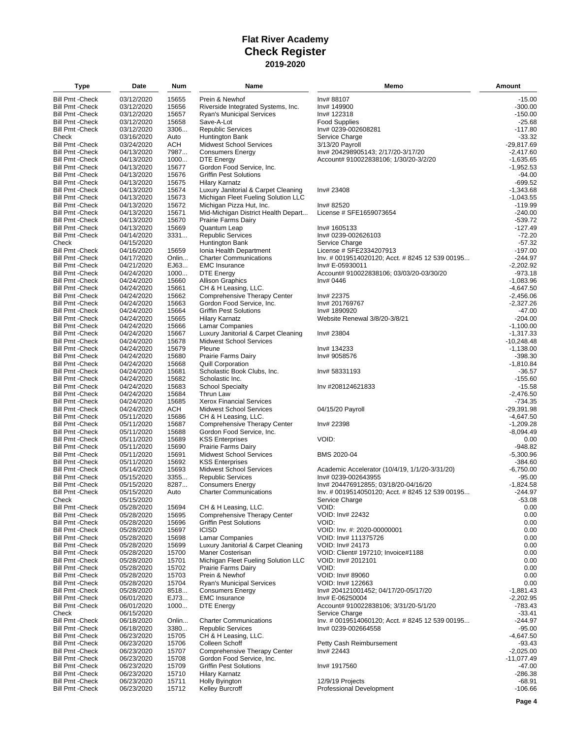# Flat River Academy
## Check Register
### 2019-2020

| Type | Date | Num | Name | Memo | Amount |
|---|---|---|---|---|---|
| Bill Pmt -Check | 03/12/2020 | 15655 | Prein & Newhof | Inv# 88107 | -15.00 |
| Bill Pmt -Check | 03/12/2020 | 15656 | Riverside Integrated Systems, Inc. | Inv# 149900 | -300.00 |
| Bill Pmt -Check | 03/12/2020 | 15657 | Ryan's Municipal Services | Inv# 122318 | -150.00 |
| Bill Pmt -Check | 03/12/2020 | 15658 | Save-A-Lot | Food Supplies | -25.68 |
| Bill Pmt -Check | 03/12/2020 | 3306... | Republic Services | Inv# 0239-002608281 | -117.80 |
| Check | 03/16/2020 | Auto | Huntington Bank | Service Charge | -33.32 |
| Bill Pmt -Check | 03/24/2020 | ACH | Midwest School Services | 3/13/20 Payroll | -29,817.69 |
| Bill Pmt -Check | 04/13/2020 | 7987... | Consumers Energy | Inv# 204298905143; 2/17/20-3/17/20 | -2,417.60 |
| Bill Pmt -Check | 04/13/2020 | 1000... | DTE Energy | Account# 910022838106; 1/30/20-3/2/20 | -1,635.65 |
| Bill Pmt -Check | 04/13/2020 | 15677 | Gordon Food Service, Inc. | | -1,952.53 |
| Bill Pmt -Check | 04/13/2020 | 15676 | Griffin Pest Solutions | | -94.00 |
| Bill Pmt -Check | 04/13/2020 | 15675 | Hilary Karnatz | | -699.52 |
| Bill Pmt -Check | 04/13/2020 | 15674 | Luxury Janitorial & Carpet Cleaning | Inv# 23408 | -1,343.68 |
| Bill Pmt -Check | 04/13/2020 | 15673 | Michigan Fleet Fueling Solution LLC | | -1,043.55 |
| Bill Pmt -Check | 04/13/2020 | 15672 | Michigan Pizza Hut, Inc. | Inv# 82520 | -119.99 |
| Bill Pmt -Check | 04/13/2020 | 15671 | Mid-Michigan District Health Depart... | License # SFE1659073654 | -240.00 |
| Bill Pmt -Check | 04/13/2020 | 15670 | Prairie Farms Dairy | | -539.72 |
| Bill Pmt -Check | 04/13/2020 | 15669 | Quantum Leap | Inv# 1605133 | -127.49 |
| Bill Pmt -Check | 04/14/2020 | 3331... | Republic Services | Inv# 0239-002626103 | -72.20 |
| Check | 04/15/2020 | | Huntington Bank | Service Charge | -57.32 |
| Bill Pmt -Check | 04/16/2020 | 15659 | Ionia Health Department | License # SFE2334207913 | -197.00 |
| Bill Pmt -Check | 04/17/2020 | Onlin... | Charter Communications | Inv. # 0019514020120; Acct. # 8245 12 539 00195... | -244.97 |
| Bill Pmt -Check | 04/21/2020 | EJ63... | EMC Insurance | Inv# E-05930011 | -2,202.92 |
| Bill Pmt -Check | 04/24/2020 | 1000... | DTE Energy | Account# 910022838106; 03/03/20-03/30/20 | -973.18 |
| Bill Pmt -Check | 04/24/2020 | 15660 | Allison Graphics | Inv# 0446 | -1,083.96 |
| Bill Pmt -Check | 04/24/2020 | 15661 | CH & H Leasing, LLC. | | -4,647.50 |
| Bill Pmt -Check | 04/24/2020 | 15662 | Comprehensive Therapy Center | Inv# 22375 | -2,456.06 |
| Bill Pmt -Check | 04/24/2020 | 15663 | Gordon Food Service, Inc. | Inv# 201769767 | -2,327.26 |
| Bill Pmt -Check | 04/24/2020 | 15664 | Griffin Pest Solutions | Inv# 1890920 | -47.00 |
| Bill Pmt -Check | 04/24/2020 | 15665 | Hilary Karnatz | Website Renewal 3/8/20-3/8/21 | -204.00 |
| Bill Pmt -Check | 04/24/2020 | 15666 | Lamar Companies | | -1,100.00 |
| Bill Pmt -Check | 04/24/2020 | 15667 | Luxury Janitorial & Carpet Cleaning | Inv# 23804 | -1,317.33 |
| Bill Pmt -Check | 04/24/2020 | 15678 | Midwest School Services | | -10,248.48 |
| Bill Pmt -Check | 04/24/2020 | 15679 | Pleune | Inv# 134233 | -1,138.00 |
| Bill Pmt -Check | 04/24/2020 | 15680 | Prairie Farms Dairy | Inv# 9058576 | -398.30 |
| Bill Pmt -Check | 04/24/2020 | 15668 | Quill Corporation | | -1,810.84 |
| Bill Pmt -Check | 04/24/2020 | 15681 | Scholastic Book Clubs, Inc. | Inv# 58331193 | -36.57 |
| Bill Pmt -Check | 04/24/2020 | 15682 | Scholastic Inc. | | -155.60 |
| Bill Pmt -Check | 04/24/2020 | 15683 | School Specialty | Inv #208124621833 | -15.58 |
| Bill Pmt -Check | 04/24/2020 | 15684 | Thrun Law | | -2,476.50 |
| Bill Pmt -Check | 04/24/2020 | 15685 | Xerox Financial Services | | -734.35 |
| Bill Pmt -Check | 04/24/2020 | ACH | Midwest School Services | 04/15/20 Payroll | -29,391.98 |
| Bill Pmt -Check | 05/11/2020 | 15686 | CH & H Leasing, LLC. | | -4,647.50 |
| Bill Pmt -Check | 05/11/2020 | 15687 | Comprehensive Therapy Center | Inv# 22398 | -1,209.28 |
| Bill Pmt -Check | 05/11/2020 | 15688 | Gordon Food Service, Inc. | | -8,094.49 |
| Bill Pmt -Check | 05/11/2020 | 15689 | KSS Enterprises | VOID: | 0.00 |
| Bill Pmt -Check | 05/11/2020 | 15690 | Prairie Farms Dairy | | -948.82 |
| Bill Pmt -Check | 05/11/2020 | 15691 | Midwest School Services | BMS 2020-04 | -5,300.96 |
| Bill Pmt -Check | 05/11/2020 | 15692 | KSS Enterprises | | -384.60 |
| Bill Pmt -Check | 05/14/2020 | 15693 | Midwest School Services | Academic Accelerator (10/4/19, 1/1/20-3/31/20) | -6,750.00 |
| Bill Pmt -Check | 05/15/2020 | 3355... | Republic Services | Inv# 0239-002643955 | -95.00 |
| Bill Pmt -Check | 05/15/2020 | 8287... | Consumers Energy | Inv# 204476912855; 03/18/20-04/16/20 | -1,824.58 |
| Bill Pmt -Check | 05/15/2020 | Auto | Charter Communications | Inv. # 0019514050120; Acct. # 8245 12 539 00195... | -244.97 |
| Check | 05/15/2020 | | | Service Charge | -53.08 |
| Bill Pmt -Check | 05/28/2020 | 15694 | CH & H Leasing, LLC. | VOID: | 0.00 |
| Bill Pmt -Check | 05/28/2020 | 15695 | Comprehensive Therapy Center | VOID: Inv# 22432 | 0.00 |
| Bill Pmt -Check | 05/28/2020 | 15696 | Griffin Pest Solutions | VOID: | 0.00 |
| Bill Pmt -Check | 05/28/2020 | 15697 | ICISD | VOID: Inv. #: 2020-00000001 | 0.00 |
| Bill Pmt -Check | 05/28/2020 | 15698 | Lamar Companies | VOID: Inv# 111375726 | 0.00 |
| Bill Pmt -Check | 05/28/2020 | 15699 | Luxury Janitorial & Carpet Cleaning | VOID: Inv# 24173 | 0.00 |
| Bill Pmt -Check | 05/28/2020 | 15700 | Maner Costerisan | VOID: Client# 197210; Invoice#1188 | 0.00 |
| Bill Pmt -Check | 05/28/2020 | 15701 | Michigan Fleet Fueling Solution LLC | VOID: Inv# 2012101 | 0.00 |
| Bill Pmt -Check | 05/28/2020 | 15702 | Prairie Farms Dairy | VOID: | 0.00 |
| Bill Pmt -Check | 05/28/2020 | 15703 | Prein & Newhof | VOID: Inv# 89060 | 0.00 |
| Bill Pmt -Check | 05/28/2020 | 15704 | Ryan's Municipal Services | VOID: Inv# 122663 | 0.00 |
| Bill Pmt -Check | 05/28/2020 | 8518... | Consumers Energy | Inv# 204121001452; 04/17/20-05/17/20 | -1,881.43 |
| Bill Pmt -Check | 06/01/2020 | EJ73... | EMC Insurance | Inv# E-06250004 | -2,202.95 |
| Bill Pmt -Check | 06/01/2020 | 1000... | DTE Energy | Account# 910022838106; 3/31/20-5/1/20 | -783.43 |
| Check | 06/15/2020 | | | Service Charge | -33.41 |
| Bill Pmt -Check | 06/18/2020 | Onlin... | Charter Communications | Inv. # 0019514060120; Acct. # 8245 12 539 00195... | -244.97 |
| Bill Pmt -Check | 06/18/2020 | 3380... | Republic Services | Inv# 0239-002664558 | -95.00 |
| Bill Pmt -Check | 06/23/2020 | 15705 | CH & H Leasing, LLC. | | -4,647.50 |
| Bill Pmt -Check | 06/23/2020 | 15706 | Colleen Schoff | Petty Cash Reimbursement | -93.43 |
| Bill Pmt -Check | 06/23/2020 | 15707 | Comprehensive Therapy Center | Inv# 22443 | -2,025.00 |
| Bill Pmt -Check | 06/23/2020 | 15708 | Gordon Food Service, Inc. | | -11,077.49 |
| Bill Pmt -Check | 06/23/2020 | 15709 | Griffin Pest Solutions | Inv# 1917560 | -47.00 |
| Bill Pmt -Check | 06/23/2020 | 15710 | Hilary Karnatz | | -286.38 |
| Bill Pmt -Check | 06/23/2020 | 15711 | Holly Byington | 12/9/19 Projects | -68.91 |
| Bill Pmt -Check | 06/23/2020 | 15712 | Kelley Burcroff | Professional Development | -106.66 |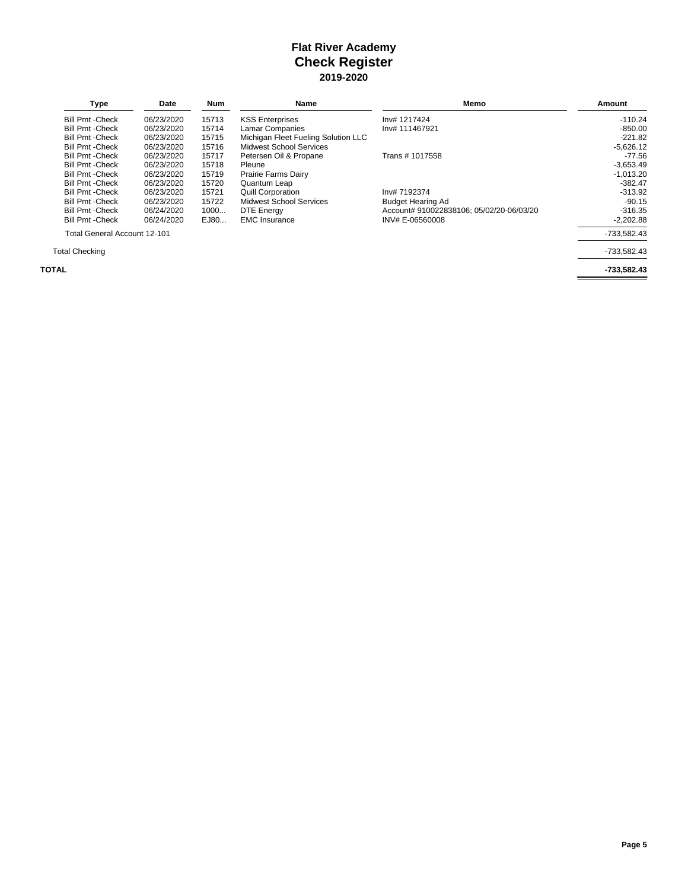# Flat River Academy
# Check Register
## 2019-2020

| Type | Date | Num | Name | Memo | Amount |
|---|---|---|---|---|---|
| Bill Pmt -Check | 06/23/2020 | 15713 | KSS Enterprises | Inv# 1217424 | -110.24 |
| Bill Pmt -Check | 06/23/2020 | 15714 | Lamar Companies | Inv# 111467921 | -850.00 |
| Bill Pmt -Check | 06/23/2020 | 15715 | Michigan Fleet Fueling Solution LLC | | -221.82 |
| Bill Pmt -Check | 06/23/2020 | 15716 | Midwest School Services | | -5,626.12 |
| Bill Pmt -Check | 06/23/2020 | 15717 | Petersen Oil & Propane | Trans # 1017558 | -77.56 |
| Bill Pmt -Check | 06/23/2020 | 15718 | Pleune | | -3,653.49 |
| Bill Pmt -Check | 06/23/2020 | 15719 | Prairie Farms Dairy | | -1,013.20 |
| Bill Pmt -Check | 06/23/2020 | 15720 | Quantum Leap | | -382.47 |
| Bill Pmt -Check | 06/23/2020 | 15721 | Quill Corporation | Inv# 7192374 | -313.92 |
| Bill Pmt -Check | 06/23/2020 | 15722 | Midwest School Services | Budget Hearing Ad | -90.15 |
| Bill Pmt -Check | 06/24/2020 | 1000... | DTE Energy | Account# 910022838106; 05/02/20-06/03/20 | -316.35 |
| Bill Pmt -Check | 06/24/2020 | EJ80... | EMC Insurance | INV# E-06560008 | -2,202.88 |
| Total General Account 12-101 | | | | | -733,582.43 |
| Total Checking | | | | | -733,582.43 |
| **TOTAL** | | | | | **-733,582.43** |